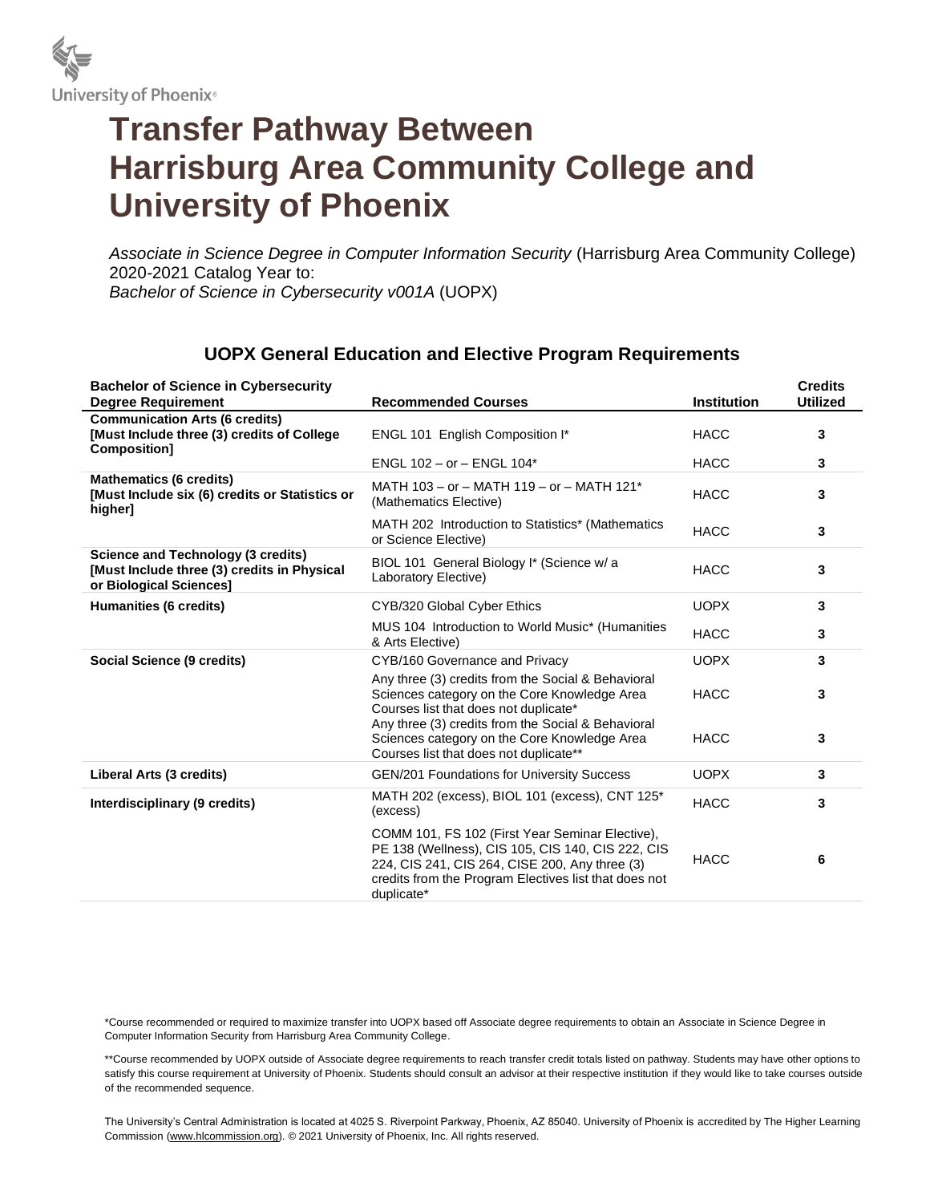University of Phoenix®

# Transfer Pathway Between Harrisburg Area Community College and University of Phoenix

*Associate in Science Degree in Computer Information Security* (Harrisburg Area Community College) 2020-2021 Catalog Year to:
*Bachelor of Science in Cybersecurity v001A* (UOPX)

## UOPX General Education and Elective Program Requirements

| Bachelor of Science in Cybersecurity Degree Requirement | Recommended Courses | Institution | Credits Utilized |
|---|---|---|---|
| **Communication Arts (6 credits) [Must Include three (3) credits of College Composition]** | ENGL 101 English Composition I* | HACC | 3 |
| | ENGL 102 – or – ENGL 104* | HACC | 3 |
| **Mathematics (6 credits) [Must Include six (6) credits or Statistics or higher]** | MATH 103 – or – MATH 119 – or – MATH 121* (Mathematics Elective) | HACC | 3 |
| | MATH 202 Introduction to Statistics* (Mathematics or Science Elective) | HACC | 3 |
| **Science and Technology (3 credits) [Must Include three (3) credits in Physical or Biological Sciences]** | BIOL 101 General Biology I* (Science w/ a Laboratory Elective) | HACC | 3 |
| **Humanities (6 credits)** | CYB/320 Global Cyber Ethics | UOPX | 3 |
| | MUS 104 Introduction to World Music* (Humanities & Arts Elective) | HACC | 3 |
| **Social Science (9 credits)** | CYB/160 Governance and Privacy | UOPX | 3 |
| | Any three (3) credits from the Social & Behavioral Sciences category on the Core Knowledge Area Courses list that does not duplicate* | HACC | 3 |
| | Any three (3) credits from the Social & Behavioral Sciences category on the Core Knowledge Area Courses list that does not duplicate** | HACC | 3 |
| **Liberal Arts (3 credits)** | GEN/201 Foundations for University Success | UOPX | 3 |
| **Interdisciplinary (9 credits)** | MATH 202 (excess), BIOL 101 (excess), CNT 125* (excess) | HACC | 3 |
| | COMM 101, FS 102 (First Year Seminar Elective), PE 138 (Wellness), CIS 105, CIS 140, CIS 222, CIS 224, CIS 241, CIS 264, CISE 200, Any three (3) credits from the Program Electives list that does not duplicate* | HACC | 6 |

*Course recommended or required to maximize transfer into UOPX based off Associate degree requirements to obtain an Associate in Science Degree in Computer Information Security from Harrisburg Area Community College.

**Course recommended by UOPX outside of Associate degree requirements to reach transfer credit totals listed on pathway. Students may have other options to satisfy this course requirement at University of Phoenix. Students should consult an advisor at their respective institution if they would like to take courses outside of the recommended sequence.

The University's Central Administration is located at 4025 S. Riverpoint Parkway, Phoenix, AZ 85040. University of Phoenix is accredited by The Higher Learning Commission (www.hlcommission.org). © 2021 University of Phoenix, Inc. All rights reserved.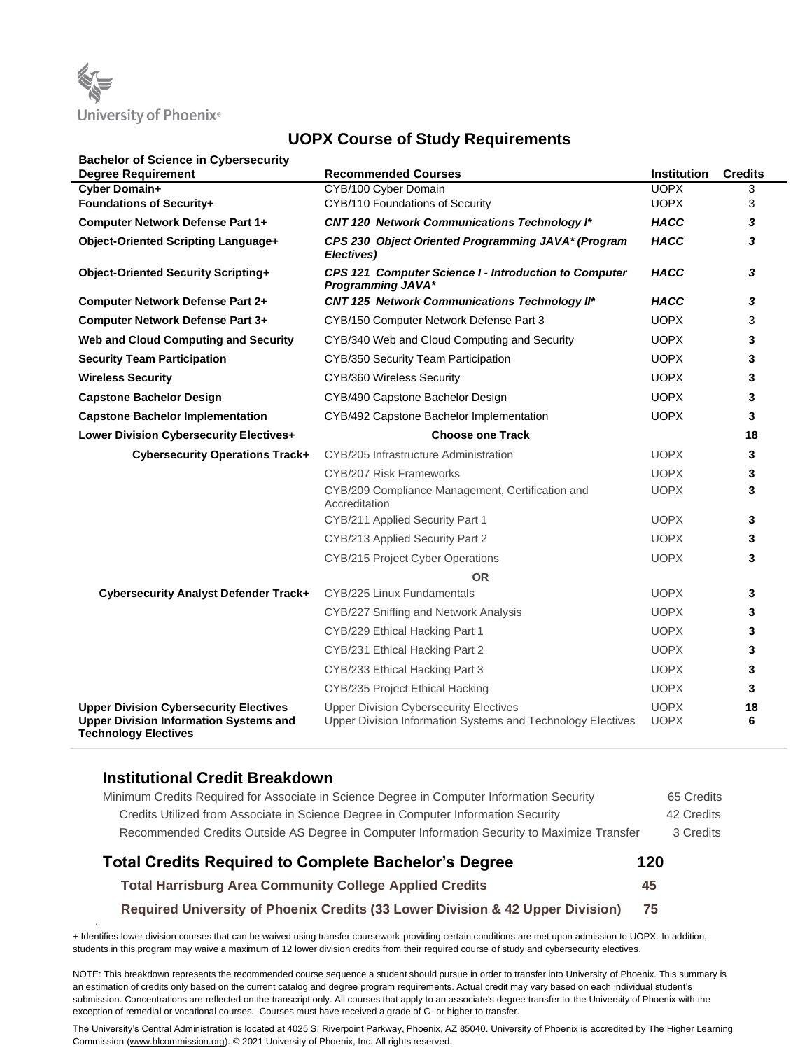University of Phoenix®

## UOPX Course of Study Requirements

| Bachelor of Science in Cybersecurity Degree Requirement | Recommended Courses | Institution | Credits |
|---|---|---|---|
| **Cyber Domain+** | CYB/100 Cyber Domain | UOPX | 3 |
| **Foundations of Security+** | CYB/110 Foundations of Security | UOPX | 3 |
| **Computer Network Defense Part 1+** | ***CNT 120 Network Communications Technology I**** | ***HACC*** | ***3*** |
| **Object-Oriented Scripting Language+** | ***CPS 230 Object Oriented Programming JAVA* (Program Electives)*** | ***HACC*** | ***3*** |
| **Object-Oriented Security Scripting+** | ***CPS 121 Computer Science I - Introduction to Computer Programming JAVA**** | ***HACC*** | ***3*** |
| **Computer Network Defense Part 2+** | ***CNT 125 Network Communications Technology II**** | ***HACC*** | ***3*** |
| **Computer Network Defense Part 3+** | CYB/150 Computer Network Defense Part 3 | UOPX | 3 |
| **Web and Cloud Computing and Security** | CYB/340 Web and Cloud Computing and Security | UOPX | **3** |
| **Security Team Participation** | CYB/350 Security Team Participation | UOPX | **3** |
| **Wireless Security** | CYB/360 Wireless Security | UOPX | **3** |
| **Capstone Bachelor Design** | CYB/490 Capstone Bachelor Design | UOPX | **3** |
| **Capstone Bachelor Implementation** | CYB/492 Capstone Bachelor Implementation | UOPX | **3** |
| **Lower Division Cybersecurity Electives+** | **Choose one Track** | | **18** |
| **Cybersecurity Operations Track+** | CYB/205 Infrastructure Administration | UOPX | **3** |
| | CYB/207 Risk Frameworks | UOPX | **3** |
| | CYB/209 Compliance Management, Certification and Accreditation | UOPX | **3** |
| | CYB/211 Applied Security Part 1 | UOPX | **3** |
| | CYB/213 Applied Security Part 2 | UOPX | **3** |
| | CYB/215 Project Cyber Operations | UOPX | **3** |
| | **OR** | | |
| **Cybersecurity Analyst Defender Track+** | CYB/225 Linux Fundamentals | UOPX | **3** |
| | CYB/227 Sniffing and Network Analysis | UOPX | **3** |
| | CYB/229 Ethical Hacking Part 1 | UOPX | **3** |
| | CYB/231 Ethical Hacking Part 2 | UOPX | **3** |
| | CYB/233 Ethical Hacking Part 3 | UOPX | **3** |
| | CYB/235 Project Ethical Hacking | UOPX | **3** |
| **Upper Division Cybersecurity Electives** | Upper Division Cybersecurity Electives | UOPX | **18** |
| **Upper Division Information Systems and Technology Electives** | Upper Division Information Systems and Technology Electives | UOPX | **6** |

### Institutional Credit Breakdown

| | |
|---|---|
| Minimum Credits Required for Associate in Science Degree in Computer Information Security | 65 Credits |
| Credits Utilized from Associate in Science Degree in Computer Information Security | 42 Credits |
| Recommended Credits Outside AS Degree in Computer Information Security to Maximize Transfer | 3 Credits |

| | |
|---|---|
| **Total Credits Required to Complete Bachelor's Degree** | **120** |
| **Total Harrisburg Area Community College Applied Credits** | **45** |
| **Required University of Phoenix Credits (33 Lower Division & 42 Upper Division)** | **75** |

+ Identifies lower division courses that can be waived using transfer coursework providing certain conditions are met upon admission to UOPX. In addition, students in this program may waive a maximum of 12 lower division credits from their required course of study and cybersecurity electives.

NOTE: This breakdown represents the recommended course sequence a student should pursue in order to transfer into University of Phoenix. This summary is an estimation of credits only based on the current catalog and degree program requirements. Actual credit may vary based on each individual student's submission. Concentrations are reflected on the transcript only. All courses that apply to an associate's degree transfer to the University of Phoenix with the exception of remedial or vocational courses. Courses must have received a grade of C- or higher to transfer.

The University's Central Administration is located at 4025 S. Riverpoint Parkway, Phoenix, AZ 85040. University of Phoenix is accredited by The Higher Learning Commission (www.hlcommission.org). © 2021 University of Phoenix, Inc. All rights reserved.